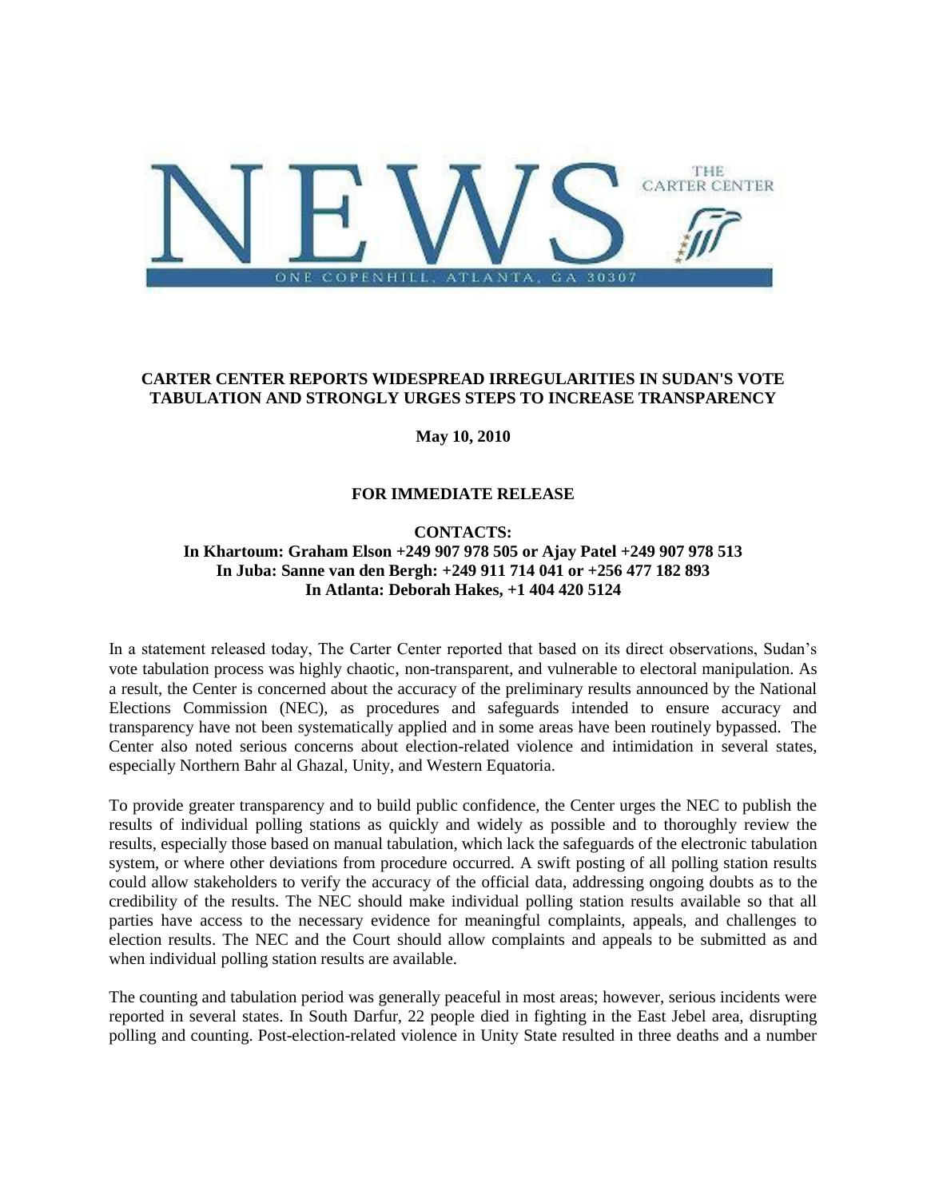NEWS

THE CARTER CENTER

ONE COPENHILL, ATLANTA, GA 30307

**CARTER CENTER REPORTS WIDESPREAD IRREGULARITIES IN SUDAN'S VOTE TABULATION AND STRONGLY URGES STEPS TO INCREASE TRANSPARENCY**

**May 10, 2010**

**FOR IMMEDIATE RELEASE**

**CONTACTS:**
**In Khartoum: Graham Elson +249 907 978 505 or Ajay Patel +249 907 978 513**
**In Juba: Sanne van den Bergh: +249 911 714 041 or +256 477 182 893**
**In Atlanta: Deborah Hakes, +1 404 420 5124**

In a statement released today, The Carter Center reported that based on its direct observations, Sudan's vote tabulation process was highly chaotic, non-transparent, and vulnerable to electoral manipulation. As a result, the Center is concerned about the accuracy of the preliminary results announced by the National Elections Commission (NEC), as procedures and safeguards intended to ensure accuracy and transparency have not been systematically applied and in some areas have been routinely bypassed. The Center also noted serious concerns about election-related violence and intimidation in several states, especially Northern Bahr al Ghazal, Unity, and Western Equatoria.

To provide greater transparency and to build public confidence, the Center urges the NEC to publish the results of individual polling stations as quickly and widely as possible and to thoroughly review the results, especially those based on manual tabulation, which lack the safeguards of the electronic tabulation system, or where other deviations from procedure occurred. A swift posting of all polling station results could allow stakeholders to verify the accuracy of the official data, addressing ongoing doubts as to the credibility of the results. The NEC should make individual polling station results available so that all parties have access to the necessary evidence for meaningful complaints, appeals, and challenges to election results. The NEC and the Court should allow complaints and appeals to be submitted as and when individual polling station results are available.

The counting and tabulation period was generally peaceful in most areas; however, serious incidents were reported in several states. In South Darfur, 22 people died in fighting in the East Jebel area, disrupting polling and counting. Post-election-related violence in Unity State resulted in three deaths and a number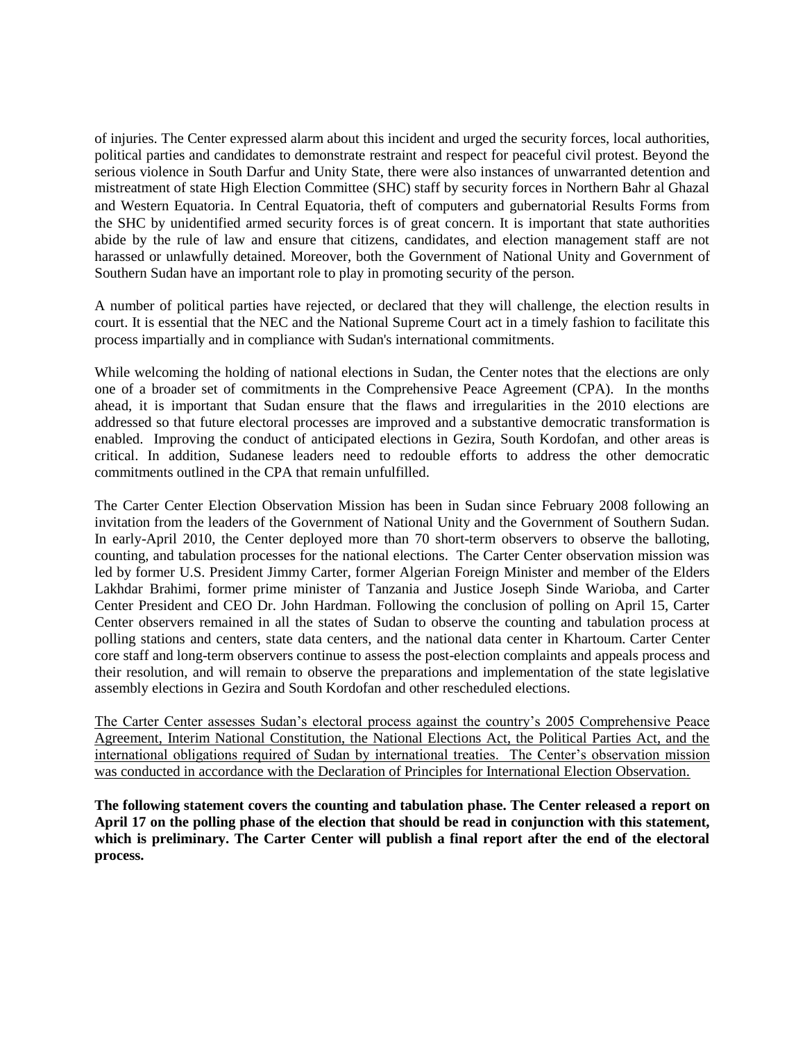of injuries. The Center expressed alarm about this incident and urged the security forces, local authorities, political parties and candidates to demonstrate restraint and respect for peaceful civil protest. Beyond the serious violence in South Darfur and Unity State, there were also instances of unwarranted detention and mistreatment of state High Election Committee (SHC) staff by security forces in Northern Bahr al Ghazal and Western Equatoria. In Central Equatoria, theft of computers and gubernatorial Results Forms from the SHC by unidentified armed security forces is of great concern. It is important that state authorities abide by the rule of law and ensure that citizens, candidates, and election management staff are not harassed or unlawfully detained. Moreover, both the Government of National Unity and Government of Southern Sudan have an important role to play in promoting security of the person.

A number of political parties have rejected, or declared that they will challenge, the election results in court. It is essential that the NEC and the National Supreme Court act in a timely fashion to facilitate this process impartially and in compliance with Sudan's international commitments.

While welcoming the holding of national elections in Sudan, the Center notes that the elections are only one of a broader set of commitments in the Comprehensive Peace Agreement (CPA). In the months ahead, it is important that Sudan ensure that the flaws and irregularities in the 2010 elections are addressed so that future electoral processes are improved and a substantive democratic transformation is enabled. Improving the conduct of anticipated elections in Gezira, South Kordofan, and other areas is critical. In addition, Sudanese leaders need to redouble efforts to address the other democratic commitments outlined in the CPA that remain unfulfilled.

The Carter Center Election Observation Mission has been in Sudan since February 2008 following an invitation from the leaders of the Government of National Unity and the Government of Southern Sudan. In early-April 2010, the Center deployed more than 70 short-term observers to observe the balloting, counting, and tabulation processes for the national elections. The Carter Center observation mission was led by former U.S. President Jimmy Carter, former Algerian Foreign Minister and member of the Elders Lakhdar Brahimi, former prime minister of Tanzania and Justice Joseph Sinde Warioba, and Carter Center President and CEO Dr. John Hardman. Following the conclusion of polling on April 15, Carter Center observers remained in all the states of Sudan to observe the counting and tabulation process at polling stations and centers, state data centers, and the national data center in Khartoum. Carter Center core staff and long-term observers continue to assess the post-election complaints and appeals process and their resolution, and will remain to observe the preparations and implementation of the state legislative assembly elections in Gezira and South Kordofan and other rescheduled elections.

The Carter Center assesses Sudan's electoral process against the country's 2005 Comprehensive Peace Agreement, Interim National Constitution, the National Elections Act, the Political Parties Act, and the international obligations required of Sudan by international treaties. The Center's observation mission was conducted in accordance with the Declaration of Principles for International Election Observation.

**The following statement covers the counting and tabulation phase. The Center released a report on April 17 on the polling phase of the election that should be read in conjunction with this statement, which is preliminary. The Carter Center will publish a final report after the end of the electoral process.**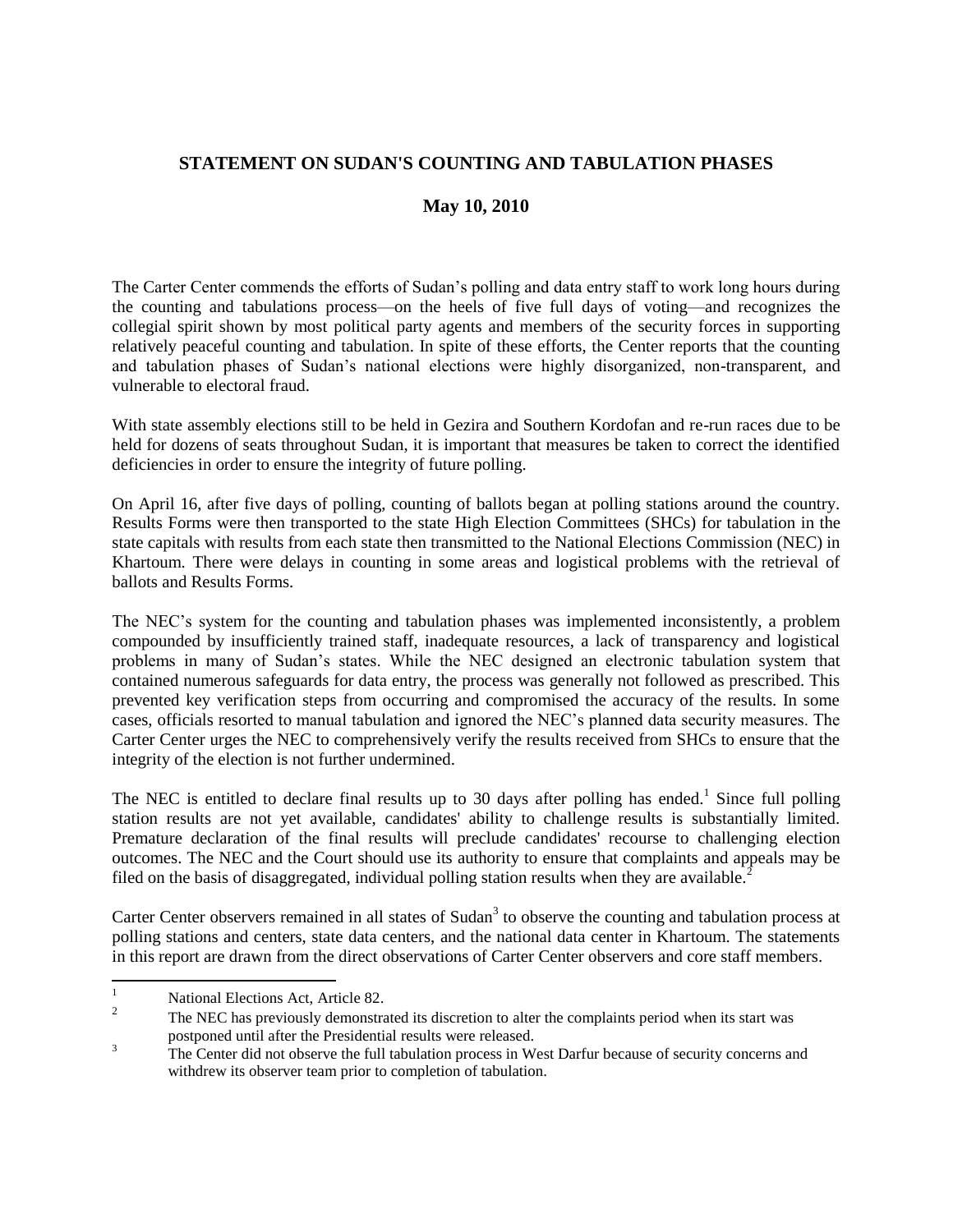## STATEMENT ON SUDAN'S COUNTING AND TABULATION PHASES

### May 10, 2010

The Carter Center commends the efforts of Sudan's polling and data entry staff to work long hours during the counting and tabulations process—on the heels of five full days of voting—and recognizes the collegial spirit shown by most political party agents and members of the security forces in supporting relatively peaceful counting and tabulation. In spite of these efforts, the Center reports that the counting and tabulation phases of Sudan's national elections were highly disorganized, non-transparent, and vulnerable to electoral fraud.

With state assembly elections still to be held in Gezira and Southern Kordofan and re-run races due to be held for dozens of seats throughout Sudan, it is important that measures be taken to correct the identified deficiencies in order to ensure the integrity of future polling.

On April 16, after five days of polling, counting of ballots began at polling stations around the country. Results Forms were then transported to the state High Election Committees (SHCs) for tabulation in the state capitals with results from each state then transmitted to the National Elections Commission (NEC) in Khartoum. There were delays in counting in some areas and logistical problems with the retrieval of ballots and Results Forms.

The NEC's system for the counting and tabulation phases was implemented inconsistently, a problem compounded by insufficiently trained staff, inadequate resources, a lack of transparency and logistical problems in many of Sudan's states. While the NEC designed an electronic tabulation system that contained numerous safeguards for data entry, the process was generally not followed as prescribed. This prevented key verification steps from occurring and compromised the accuracy of the results. In some cases, officials resorted to manual tabulation and ignored the NEC's planned data security measures. The Carter Center urges the NEC to comprehensively verify the results received from SHCs to ensure that the integrity of the election is not further undermined.

The NEC is entitled to declare final results up to 30 days after polling has ended.[1] Since full polling station results are not yet available, candidates' ability to challenge results is substantially limited. Premature declaration of the final results will preclude candidates' recourse to challenging election outcomes. The NEC and the Court should use its authority to ensure that complaints and appeals may be filed on the basis of disaggregated, individual polling station results when they are available.[2]

Carter Center observers remained in all states of Sudan[3] to observe the counting and tabulation process at polling stations and centers, state data centers, and the national data center in Khartoum. The statements in this report are drawn from the direct observations of Carter Center observers and core staff members.

---

[1] National Elections Act, Article 82.

[2] The NEC has previously demonstrated its discretion to alter the complaints period when its start was postponed until after the Presidential results were released.

[3] The Center did not observe the full tabulation process in West Darfur because of security concerns and withdrew its observer team prior to completion of tabulation.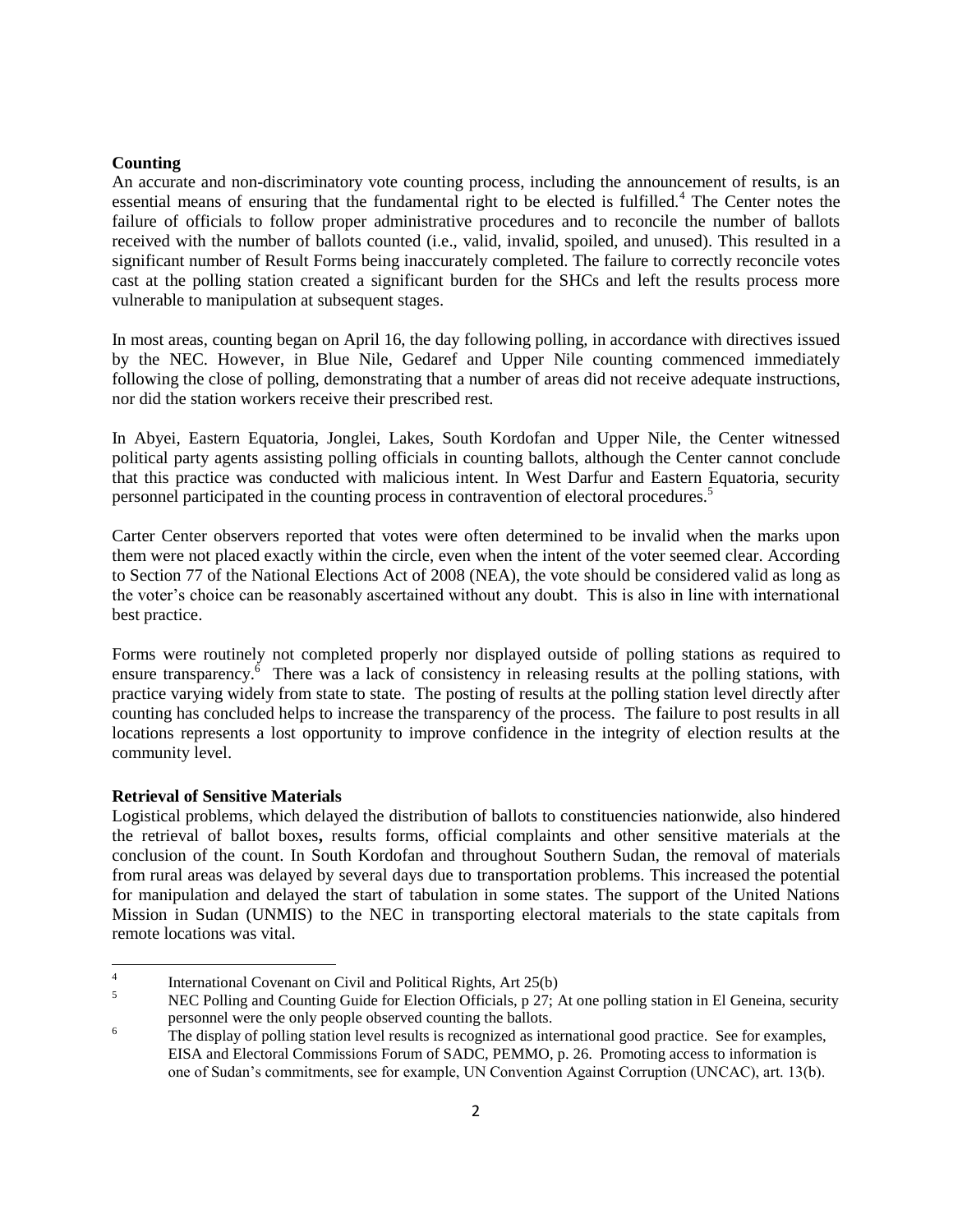**Counting**

An accurate and non-discriminatory vote counting process, including the announcement of results, is an essential means of ensuring that the fundamental right to be elected is fulfilled.[4] The Center notes the failure of officials to follow proper administrative procedures and to reconcile the number of ballots received with the number of ballots counted (i.e., valid, invalid, spoiled, and unused). This resulted in a significant number of Result Forms being inaccurately completed. The failure to correctly reconcile votes cast at the polling station created a significant burden for the SHCs and left the results process more vulnerable to manipulation at subsequent stages.

In most areas, counting began on April 16, the day following polling, in accordance with directives issued by the NEC. However, in Blue Nile, Gedaref and Upper Nile counting commenced immediately following the close of polling, demonstrating that a number of areas did not receive adequate instructions, nor did the station workers receive their prescribed rest.

In Abyei, Eastern Equatoria, Jonglei, Lakes, South Kordofan and Upper Nile, the Center witnessed political party agents assisting polling officials in counting ballots, although the Center cannot conclude that this practice was conducted with malicious intent. In West Darfur and Eastern Equatoria, security personnel participated in the counting process in contravention of electoral procedures.[5]

Carter Center observers reported that votes were often determined to be invalid when the marks upon them were not placed exactly within the circle, even when the intent of the voter seemed clear. According to Section 77 of the National Elections Act of 2008 (NEA), the vote should be considered valid as long as the voter's choice can be reasonably ascertained without any doubt. This is also in line with international best practice.

Forms were routinely not completed properly nor displayed outside of polling stations as required to ensure transparency.[6] There was a lack of consistency in releasing results at the polling stations, with practice varying widely from state to state. The posting of results at the polling station level directly after counting has concluded helps to increase the transparency of the process. The failure to post results in all locations represents a lost opportunity to improve confidence in the integrity of election results at the community level.

**Retrieval of Sensitive Materials**

Logistical problems, which delayed the distribution of ballots to constituencies nationwide, also hindered the retrieval of ballot boxes**,** results forms, official complaints and other sensitive materials at the conclusion of the count. In South Kordofan and throughout Southern Sudan, the removal of materials from rural areas was delayed by several days due to transportation problems. This increased the potential for manipulation and delayed the start of tabulation in some states. The support of the United Nations Mission in Sudan (UNMIS) to the NEC in transporting electoral materials to the state capitals from remote locations was vital.

---

[4] International Covenant on Civil and Political Rights, Art 25(b)

[5] NEC Polling and Counting Guide for Election Officials, p 27; At one polling station in El Geneina, security personnel were the only people observed counting the ballots.

[6] The display of polling station level results is recognized as international good practice. See for examples, EISA and Electoral Commissions Forum of SADC, PEMMO, p. 26. Promoting access to information is one of Sudan's commitments, see for example, UN Convention Against Corruption (UNCAC), art. 13(b).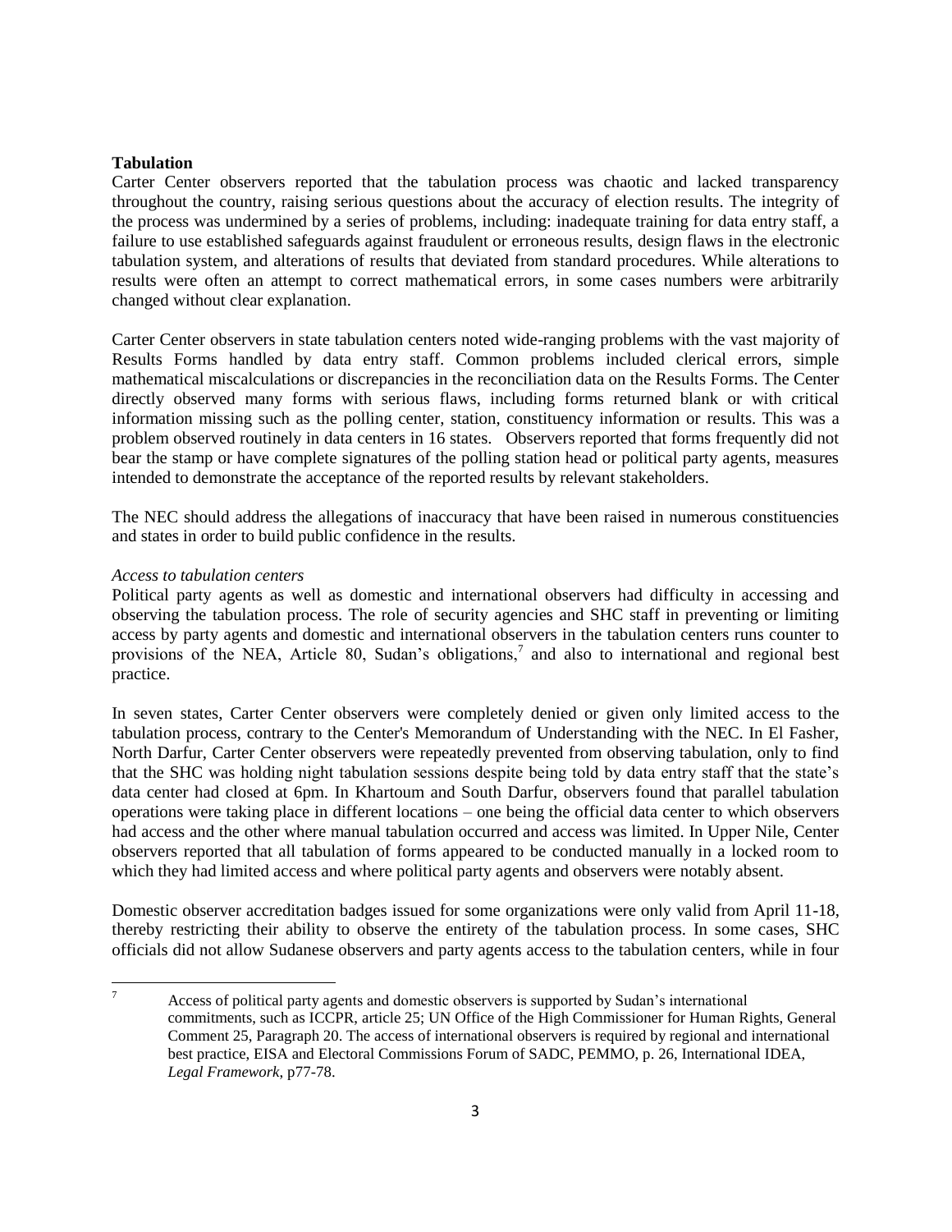**Tabulation**

Carter Center observers reported that the tabulation process was chaotic and lacked transparency throughout the country, raising serious questions about the accuracy of election results. The integrity of the process was undermined by a series of problems, including: inadequate training for data entry staff, a failure to use established safeguards against fraudulent or erroneous results, design flaws in the electronic tabulation system, and alterations of results that deviated from standard procedures. While alterations to results were often an attempt to correct mathematical errors, in some cases numbers were arbitrarily changed without clear explanation.

Carter Center observers in state tabulation centers noted wide-ranging problems with the vast majority of Results Forms handled by data entry staff. Common problems included clerical errors, simple mathematical miscalculations or discrepancies in the reconciliation data on the Results Forms. The Center directly observed many forms with serious flaws, including forms returned blank or with critical information missing such as the polling center, station, constituency information or results. This was a problem observed routinely in data centers in 16 states. Observers reported that forms frequently did not bear the stamp or have complete signatures of the polling station head or political party agents, measures intended to demonstrate the acceptance of the reported results by relevant stakeholders.

The NEC should address the allegations of inaccuracy that have been raised in numerous constituencies and states in order to build public confidence in the results.

*Access to tabulation centers*

Political party agents as well as domestic and international observers had difficulty in accessing and observing the tabulation process. The role of security agencies and SHC staff in preventing or limiting access by party agents and domestic and international observers in the tabulation centers runs counter to provisions of the NEA, Article 80, Sudan's obligations,[7] and also to international and regional best practice.

In seven states, Carter Center observers were completely denied or given only limited access to the tabulation process, contrary to the Center's Memorandum of Understanding with the NEC. In El Fasher, North Darfur, Carter Center observers were repeatedly prevented from observing tabulation, only to find that the SHC was holding night tabulation sessions despite being told by data entry staff that the state's data center had closed at 6pm. In Khartoum and South Darfur, observers found that parallel tabulation operations were taking place in different locations – one being the official data center to which observers had access and the other where manual tabulation occurred and access was limited. In Upper Nile, Center observers reported that all tabulation of forms appeared to be conducted manually in a locked room to which they had limited access and where political party agents and observers were notably absent.

Domestic observer accreditation badges issued for some organizations were only valid from April 11-18, thereby restricting their ability to observe the entirety of the tabulation process. In some cases, SHC officials did not allow Sudanese observers and party agents access to the tabulation centers, while in four

---

[7] Access of political party agents and domestic observers is supported by Sudan's international commitments, such as ICCPR, article 25; UN Office of the High Commissioner for Human Rights, General Comment 25, Paragraph 20. The access of international observers is required by regional and international best practice, EISA and Electoral Commissions Forum of SADC, PEMMO, p. 26, International IDEA, *Legal Framework*, p77-78.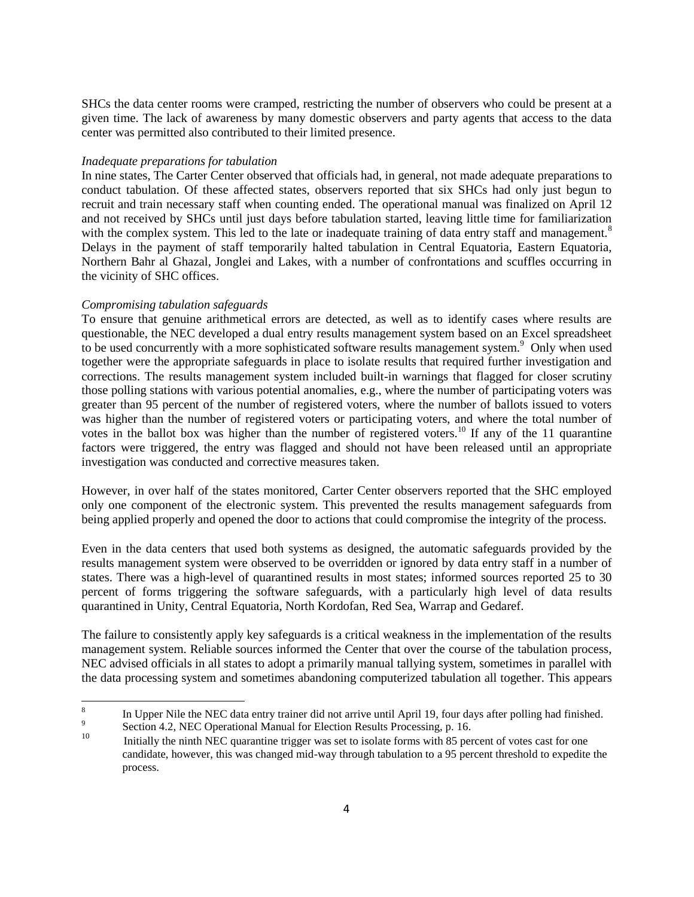SHCs the data center rooms were cramped, restricting the number of observers who could be present at a given time. The lack of awareness by many domestic observers and party agents that access to the data center was permitted also contributed to their limited presence.

*Inadequate preparations for tabulation*

In nine states, The Carter Center observed that officials had, in general, not made adequate preparations to conduct tabulation. Of these affected states, observers reported that six SHCs had only just begun to recruit and train necessary staff when counting ended. The operational manual was finalized on April 12 and not received by SHCs until just days before tabulation started, leaving little time for familiarization with the complex system. This led to the late or inadequate training of data entry staff and management.[8] Delays in the payment of staff temporarily halted tabulation in Central Equatoria, Eastern Equatoria, Northern Bahr al Ghazal, Jonglei and Lakes, with a number of confrontations and scuffles occurring in the vicinity of SHC offices.

*Compromising tabulation safeguards*

To ensure that genuine arithmetical errors are detected, as well as to identify cases where results are questionable, the NEC developed a dual entry results management system based on an Excel spreadsheet to be used concurrently with a more sophisticated software results management system.[9] Only when used together were the appropriate safeguards in place to isolate results that required further investigation and corrections. The results management system included built-in warnings that flagged for closer scrutiny those polling stations with various potential anomalies, e.g., where the number of participating voters was greater than 95 percent of the number of registered voters, where the number of ballots issued to voters was higher than the number of registered voters or participating voters, and where the total number of votes in the ballot box was higher than the number of registered voters.[10] If any of the 11 quarantine factors were triggered, the entry was flagged and should not have been released until an appropriate investigation was conducted and corrective measures taken.

However, in over half of the states monitored, Carter Center observers reported that the SHC employed only one component of the electronic system. This prevented the results management safeguards from being applied properly and opened the door to actions that could compromise the integrity of the process.

Even in the data centers that used both systems as designed, the automatic safeguards provided by the results management system were observed to be overridden or ignored by data entry staff in a number of states. There was a high-level of quarantined results in most states; informed sources reported 25 to 30 percent of forms triggering the software safeguards, with a particularly high level of data results quarantined in Unity, Central Equatoria, North Kordofan, Red Sea, Warrap and Gedaref.

The failure to consistently apply key safeguards is a critical weakness in the implementation of the results management system. Reliable sources informed the Center that over the course of the tabulation process, NEC advised officials in all states to adopt a primarily manual tallying system, sometimes in parallel with the data processing system and sometimes abandoning computerized tabulation all together. This appears

---

[8] In Upper Nile the NEC data entry trainer did not arrive until April 19, four days after polling had finished.

[9] Section 4.2, NEC Operational Manual for Election Results Processing, p. 16.

[10] Initially the ninth NEC quarantine trigger was set to isolate forms with 85 percent of votes cast for one candidate, however, this was changed mid-way through tabulation to a 95 percent threshold to expedite the process.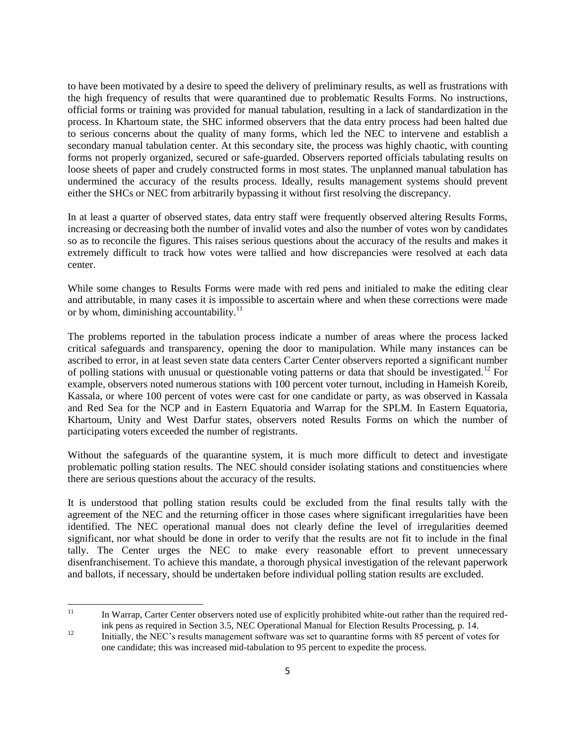to have been motivated by a desire to speed the delivery of preliminary results, as well as frustrations with the high frequency of results that were quarantined due to problematic Results Forms. No instructions, official forms or training was provided for manual tabulation, resulting in a lack of standardization in the process. In Khartoum state, the SHC informed observers that the data entry process had been halted due to serious concerns about the quality of many forms, which led the NEC to intervene and establish a secondary manual tabulation center. At this secondary site, the process was highly chaotic, with counting forms not properly organized, secured or safe-guarded. Observers reported officials tabulating results on loose sheets of paper and crudely constructed forms in most states. The unplanned manual tabulation has undermined the accuracy of the results process. Ideally, results management systems should prevent either the SHCs or NEC from arbitrarily bypassing it without first resolving the discrepancy.

In at least a quarter of observed states, data entry staff were frequently observed altering Results Forms, increasing or decreasing both the number of invalid votes and also the number of votes won by candidates so as to reconcile the figures. This raises serious questions about the accuracy of the results and makes it extremely difficult to track how votes were tallied and how discrepancies were resolved at each data center.

While some changes to Results Forms were made with red pens and initialed to make the editing clear and attributable, in many cases it is impossible to ascertain where and when these corrections were made or by whom, diminishing accountability.[11]

The problems reported in the tabulation process indicate a number of areas where the process lacked critical safeguards and transparency, opening the door to manipulation. While many instances can be ascribed to error, in at least seven state data centers Carter Center observers reported a significant number of polling stations with unusual or questionable voting patterns or data that should be investigated.[12] For example, observers noted numerous stations with 100 percent voter turnout, including in Hameish Koreib, Kassala, or where 100 percent of votes were cast for one candidate or party, as was observed in Kassala and Red Sea for the NCP and in Eastern Equatoria and Warrap for the SPLM. In Eastern Equatoria, Khartoum, Unity and West Darfur states, observers noted Results Forms on which the number of participating voters exceeded the number of registrants.

Without the safeguards of the quarantine system, it is much more difficult to detect and investigate problematic polling station results. The NEC should consider isolating stations and constituencies where there are serious questions about the accuracy of the results.

It is understood that polling station results could be excluded from the final results tally with the agreement of the NEC and the returning officer in those cases where significant irregularities have been identified. The NEC operational manual does not clearly define the level of irregularities deemed significant, nor what should be done in order to verify that the results are not fit to include in the final tally. The Center urges the NEC to make every reasonable effort to prevent unnecessary disenfranchisement. To achieve this mandate, a thorough physical investigation of the relevant paperwork and ballots, if necessary, should be undertaken before individual polling station results are excluded.

---

[11] In Warrap, Carter Center observers noted use of explicitly prohibited white-out rather than the required red-ink pens as required in Section 3.5, NEC Operational Manual for Election Results Processing, p. 14.

[12] Initially, the NEC's results management software was set to quarantine forms with 85 percent of votes for one candidate; this was increased mid-tabulation to 95 percent to expedite the process.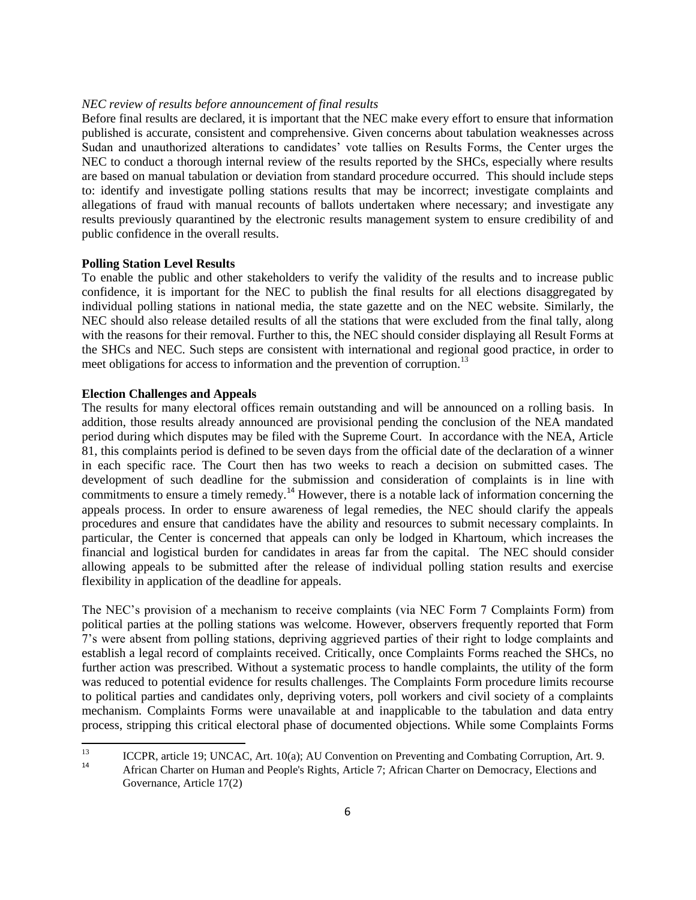*NEC review of results before announcement of final results*

Before final results are declared, it is important that the NEC make every effort to ensure that information published is accurate, consistent and comprehensive. Given concerns about tabulation weaknesses across Sudan and unauthorized alterations to candidates' vote tallies on Results Forms, the Center urges the NEC to conduct a thorough internal review of the results reported by the SHCs, especially where results are based on manual tabulation or deviation from standard procedure occurred. This should include steps to: identify and investigate polling stations results that may be incorrect; investigate complaints and allegations of fraud with manual recounts of ballots undertaken where necessary; and investigate any results previously quarantined by the electronic results management system to ensure credibility of and public confidence in the overall results.

**Polling Station Level Results**

To enable the public and other stakeholders to verify the validity of the results and to increase public confidence, it is important for the NEC to publish the final results for all elections disaggregated by individual polling stations in national media, the state gazette and on the NEC website. Similarly, the NEC should also release detailed results of all the stations that were excluded from the final tally, along with the reasons for their removal. Further to this, the NEC should consider displaying all Result Forms at the SHCs and NEC. Such steps are consistent with international and regional good practice, in order to meet obligations for access to information and the prevention of corruption.[13]

**Election Challenges and Appeals**

The results for many electoral offices remain outstanding and will be announced on a rolling basis. In addition, those results already announced are provisional pending the conclusion of the NEA mandated period during which disputes may be filed with the Supreme Court. In accordance with the NEA, Article 81, this complaints period is defined to be seven days from the official date of the declaration of a winner in each specific race. The Court then has two weeks to reach a decision on submitted cases. The development of such deadline for the submission and consideration of complaints is in line with commitments to ensure a timely remedy.[14] However, there is a notable lack of information concerning the appeals process. In order to ensure awareness of legal remedies, the NEC should clarify the appeals procedures and ensure that candidates have the ability and resources to submit necessary complaints. In particular, the Center is concerned that appeals can only be lodged in Khartoum, which increases the financial and logistical burden for candidates in areas far from the capital. The NEC should consider allowing appeals to be submitted after the release of individual polling station results and exercise flexibility in application of the deadline for appeals.

The NEC's provision of a mechanism to receive complaints (via NEC Form 7 Complaints Form) from political parties at the polling stations was welcome. However, observers frequently reported that Form 7's were absent from polling stations, depriving aggrieved parties of their right to lodge complaints and establish a legal record of complaints received. Critically, once Complaints Forms reached the SHCs, no further action was prescribed. Without a systematic process to handle complaints, the utility of the form was reduced to potential evidence for results challenges. The Complaints Form procedure limits recourse to political parties and candidates only, depriving voters, poll workers and civil society of a complaints mechanism. Complaints Forms were unavailable at and inapplicable to the tabulation and data entry process, stripping this critical electoral phase of documented objections. While some Complaints Forms

---

[13] ICCPR, article 19; UNCAC, Art. 10(a); AU Convention on Preventing and Combating Corruption, Art. 9.

[14] African Charter on Human and People's Rights, Article 7; African Charter on Democracy, Elections and Governance, Article 17(2)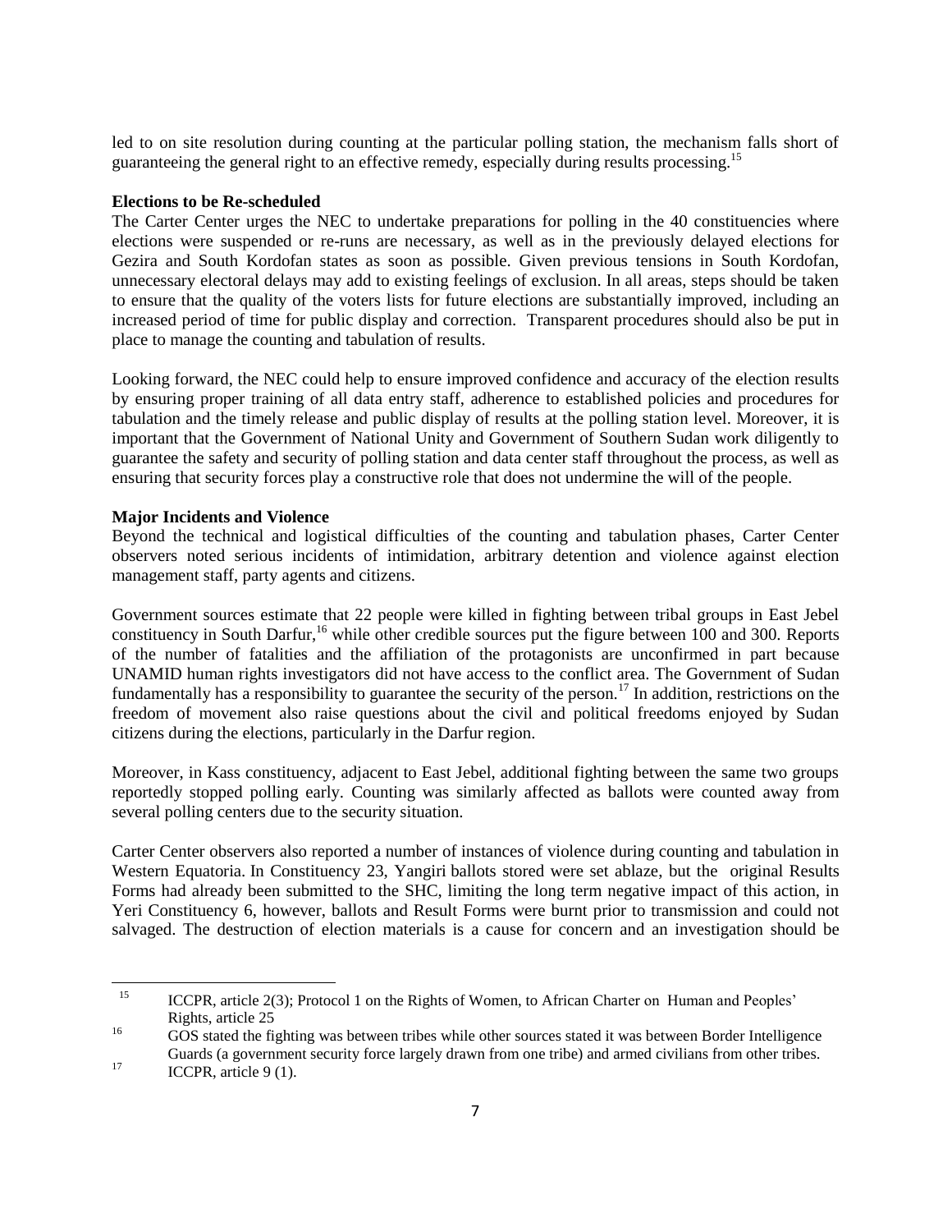led to on site resolution during counting at the particular polling station, the mechanism falls short of guaranteeing the general right to an effective remedy, especially during results processing.[15]

**Elections to be Re-scheduled**

The Carter Center urges the NEC to undertake preparations for polling in the 40 constituencies where elections were suspended or re-runs are necessary, as well as in the previously delayed elections for Gezira and South Kordofan states as soon as possible. Given previous tensions in South Kordofan, unnecessary electoral delays may add to existing feelings of exclusion. In all areas, steps should be taken to ensure that the quality of the voters lists for future elections are substantially improved, including an increased period of time for public display and correction. Transparent procedures should also be put in place to manage the counting and tabulation of results.

Looking forward, the NEC could help to ensure improved confidence and accuracy of the election results by ensuring proper training of all data entry staff, adherence to established policies and procedures for tabulation and the timely release and public display of results at the polling station level. Moreover, it is important that the Government of National Unity and Government of Southern Sudan work diligently to guarantee the safety and security of polling station and data center staff throughout the process, as well as ensuring that security forces play a constructive role that does not undermine the will of the people.

**Major Incidents and Violence**

Beyond the technical and logistical difficulties of the counting and tabulation phases, Carter Center observers noted serious incidents of intimidation, arbitrary detention and violence against election management staff, party agents and citizens.

Government sources estimate that 22 people were killed in fighting between tribal groups in East Jebel constituency in South Darfur,[16] while other credible sources put the figure between 100 and 300. Reports of the number of fatalities and the affiliation of the protagonists are unconfirmed in part because UNAMID human rights investigators did not have access to the conflict area. The Government of Sudan fundamentally has a responsibility to guarantee the security of the person.[17] In addition, restrictions on the freedom of movement also raise questions about the civil and political freedoms enjoyed by Sudan citizens during the elections, particularly in the Darfur region.

Moreover, in Kass constituency, adjacent to East Jebel, additional fighting between the same two groups reportedly stopped polling early. Counting was similarly affected as ballots were counted away from several polling centers due to the security situation.

Carter Center observers also reported a number of instances of violence during counting and tabulation in Western Equatoria. In Constituency 23, Yangiri ballots stored were set ablaze, but the original Results Forms had already been submitted to the SHC, limiting the long term negative impact of this action, in Yeri Constituency 6, however, ballots and Result Forms were burnt prior to transmission and could not salvaged. The destruction of election materials is a cause for concern and an investigation should be

---

[15] ICCPR, article 2(3); Protocol 1 on the Rights of Women, to African Charter on Human and Peoples' Rights, article 25

[16] GOS stated the fighting was between tribes while other sources stated it was between Border Intelligence Guards (a government security force largely drawn from one tribe) and armed civilians from other tribes.

[17] ICCPR, article 9 (1).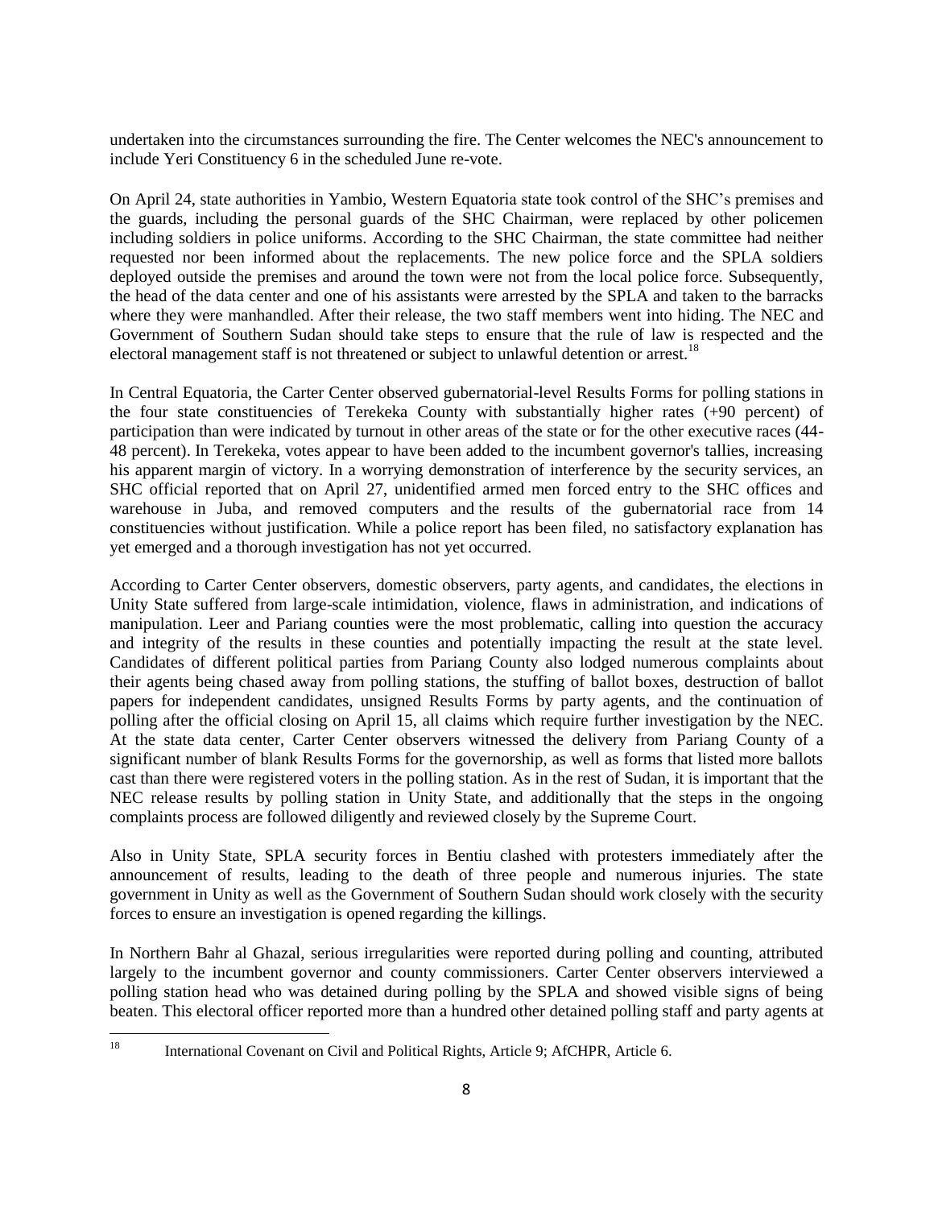undertaken into the circumstances surrounding the fire. The Center welcomes the NEC's announcement to include Yeri Constituency 6 in the scheduled June re-vote.

On April 24, state authorities in Yambio, Western Equatoria state took control of the SHC's premises and the guards, including the personal guards of the SHC Chairman, were replaced by other policemen including soldiers in police uniforms. According to the SHC Chairman, the state committee had neither requested nor been informed about the replacements. The new police force and the SPLA soldiers deployed outside the premises and around the town were not from the local police force. Subsequently, the head of the data center and one of his assistants were arrested by the SPLA and taken to the barracks where they were manhandled. After their release, the two staff members went into hiding. The NEC and Government of Southern Sudan should take steps to ensure that the rule of law is respected and the electoral management staff is not threatened or subject to unlawful detention or arrest.[18]

In Central Equatoria, the Carter Center observed gubernatorial-level Results Forms for polling stations in the four state constituencies of Terekeka County with substantially higher rates (+90 percent) of participation than were indicated by turnout in other areas of the state or for the other executive races (44-48 percent). In Terekeka, votes appear to have been added to the incumbent governor's tallies, increasing his apparent margin of victory. In a worrying demonstration of interference by the security services, an SHC official reported that on April 27, unidentified armed men forced entry to the SHC offices and warehouse in Juba, and removed computers and the results of the gubernatorial race from 14 constituencies without justification. While a police report has been filed, no satisfactory explanation has yet emerged and a thorough investigation has not yet occurred.

According to Carter Center observers, domestic observers, party agents, and candidates, the elections in Unity State suffered from large-scale intimidation, violence, flaws in administration, and indications of manipulation. Leer and Pariang counties were the most problematic, calling into question the accuracy and integrity of the results in these counties and potentially impacting the result at the state level. Candidates of different political parties from Pariang County also lodged numerous complaints about their agents being chased away from polling stations, the stuffing of ballot boxes, destruction of ballot papers for independent candidates, unsigned Results Forms by party agents, and the continuation of polling after the official closing on April 15, all claims which require further investigation by the NEC. At the state data center, Carter Center observers witnessed the delivery from Pariang County of a significant number of blank Results Forms for the governorship, as well as forms that listed more ballots cast than there were registered voters in the polling station. As in the rest of Sudan, it is important that the NEC release results by polling station in Unity State, and additionally that the steps in the ongoing complaints process are followed diligently and reviewed closely by the Supreme Court.

Also in Unity State, SPLA security forces in Bentiu clashed with protesters immediately after the announcement of results, leading to the death of three people and numerous injuries. The state government in Unity as well as the Government of Southern Sudan should work closely with the security forces to ensure an investigation is opened regarding the killings.

In Northern Bahr al Ghazal, serious irregularities were reported during polling and counting, attributed largely to the incumbent governor and county commissioners. Carter Center observers interviewed a polling station head who was detained during polling by the SPLA and showed visible signs of being beaten. This electoral officer reported more than a hundred other detained polling staff and party agents at

[18] International Covenant on Civil and Political Rights, Article 9; AfCHPR, Article 6.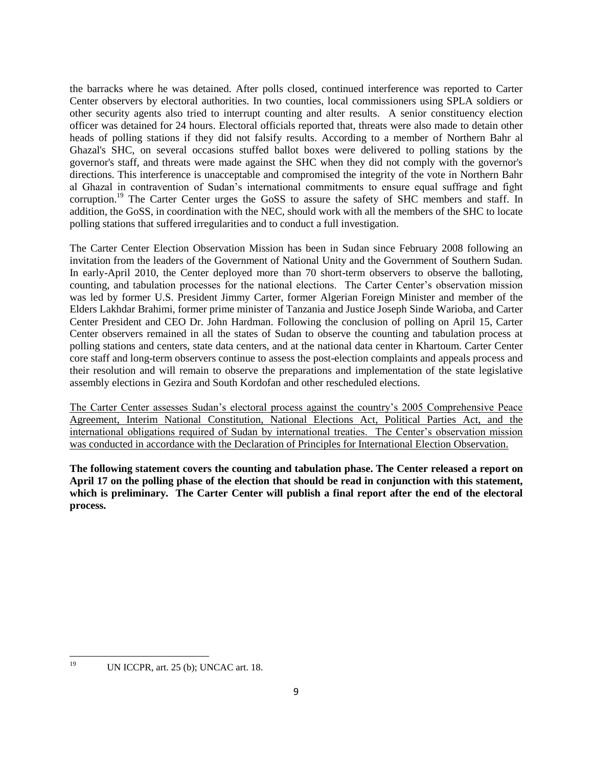the barracks where he was detained. After polls closed, continued interference was reported to Carter Center observers by electoral authorities. In two counties, local commissioners using SPLA soldiers or other security agents also tried to interrupt counting and alter results. A senior constituency election officer was detained for 24 hours. Electoral officials reported that, threats were also made to detain other heads of polling stations if they did not falsify results. According to a member of Northern Bahr al Ghazal's SHC, on several occasions stuffed ballot boxes were delivered to polling stations by the governor's staff, and threats were made against the SHC when they did not comply with the governor's directions. This interference is unacceptable and compromised the integrity of the vote in Northern Bahr al Ghazal in contravention of Sudan's international commitments to ensure equal suffrage and fight corruption.[19] The Carter Center urges the GoSS to assure the safety of SHC members and staff. In addition, the GoSS, in coordination with the NEC, should work with all the members of the SHC to locate polling stations that suffered irregularities and to conduct a full investigation.

The Carter Center Election Observation Mission has been in Sudan since February 2008 following an invitation from the leaders of the Government of National Unity and the Government of Southern Sudan. In early-April 2010, the Center deployed more than 70 short-term observers to observe the balloting, counting, and tabulation processes for the national elections. The Carter Center's observation mission was led by former U.S. President Jimmy Carter, former Algerian Foreign Minister and member of the Elders Lakhdar Brahimi, former prime minister of Tanzania and Justice Joseph Sinde Warioba, and Carter Center President and CEO Dr. John Hardman. Following the conclusion of polling on April 15, Carter Center observers remained in all the states of Sudan to observe the counting and tabulation process at polling stations and centers, state data centers, and at the national data center in Khartoum. Carter Center core staff and long-term observers continue to assess the post-election complaints and appeals process and their resolution and will remain to observe the preparations and implementation of the state legislative assembly elections in Gezira and South Kordofan and other rescheduled elections.

The Carter Center assesses Sudan's electoral process against the country's 2005 Comprehensive Peace Agreement, Interim National Constitution, National Elections Act, Political Parties Act, and the international obligations required of Sudan by international treaties. The Center's observation mission was conducted in accordance with the Declaration of Principles for International Election Observation.

**The following statement covers the counting and tabulation phase. The Center released a report on April 17 on the polling phase of the election that should be read in conjunction with this statement, which is preliminary. The Carter Center will publish a final report after the end of the electoral process.**

---

[19] UN ICCPR, art. 25 (b); UNCAC art. 18.